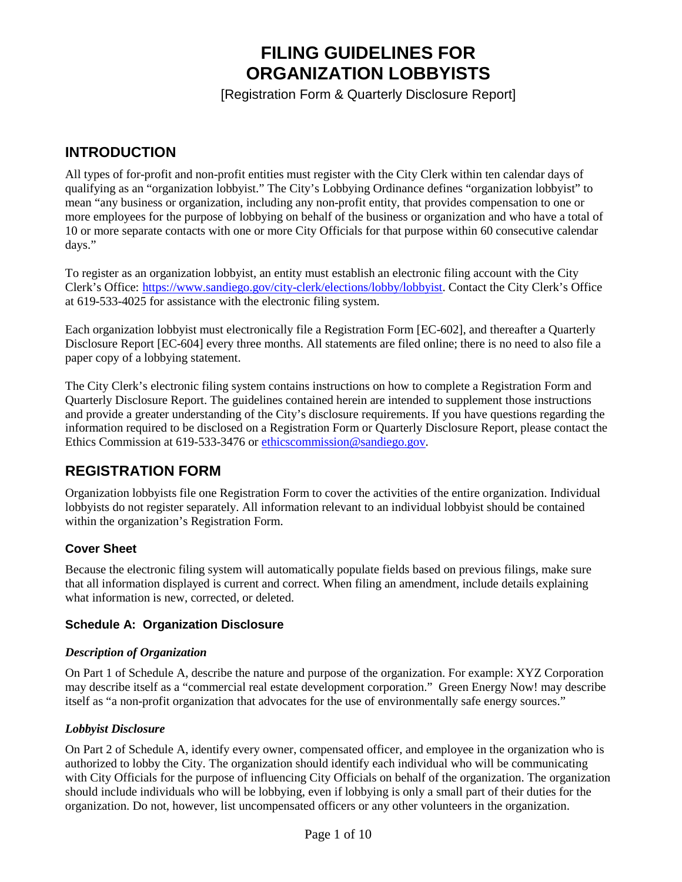# FILING GUIDELINES FOR ORGANIZATION LOBBYISTS

[Registration Form & Quarterly Disclosure Report]

## INTRODUCTION

All types of for-profit and non-profit entities must register with the City Clerk within ten calendar days of qualifying as an "organization lobbyist." The City's Lobbying Ordinance defines "organization lobbyist" to mean "any business or organization, including any non-profit entity, that provides compensation to one or more employees for the purpose of lobbying on behalf of the business or organization and who have a total of 10 or more separate contacts with one or more City Officials for that purpose within 60 consecutive calendar days."

To register as an organization lobbyist, an entity must establish an electronic filing account with the City Clerk's Office: https://www.sandiego.gov/city-clerk/elections/lobby/lobbyist. Contact the City Clerk's Office at 619-533-4025 for assistance with the electronic filing system.

Each organization lobbyist must electronically file a Registration Form [EC-602], and thereafter a Quarterly Disclosure Report [EC-604] every three months. All statements are filed online; there is no need to also file a paper copy of a lobbying statement.

The City Clerk's electronic filing system contains instructions on how to complete a Registration Form and Quarterly Disclosure Report. The guidelines contained herein are intended to supplement those instructions and provide a greater understanding of the City's disclosure requirements. If you have questions regarding the information required to be disclosed on a Registration Form or Quarterly Disclosure Report, please contact the Ethics Commission at 619-533-3476 or ethicscommission@sandiego.gov.

## REGISTRATION FORM

Organization lobbyists file one Registration Form to cover the activities of the entire organization. Individual lobbyists do not register separately. All information relevant to an individual lobbyist should be contained within the organization's Registration Form.

### Cover Sheet

Because the electronic filing system will automatically populate fields based on previous filings, make sure that all information displayed is current and correct. When filing an amendment, include details explaining what information is new, corrected, or deleted.

### Schedule A: Organization Disclosure

#### *Description of Organization*

On Part 1 of Schedule A, describe the nature and purpose of the organization. For example: XYZ Corporation may describe itself as a "commercial real estate development corporation." Green Energy Now! may describe itself as "a non-profit organization that advocates for the use of environmentally safe energy sources."

#### *Lobbyist Disclosure*

On Part 2 of Schedule A, identify every owner, compensated officer, and employee in the organization who is authorized to lobby the City. The organization should identify each individual who will be communicating with City Officials for the purpose of influencing City Officials on behalf of the organization. The organization should include individuals who will be lobbying, even if lobbying is only a small part of their duties for the organization. Do not, however, list uncompensated officers or any other volunteers in the organization.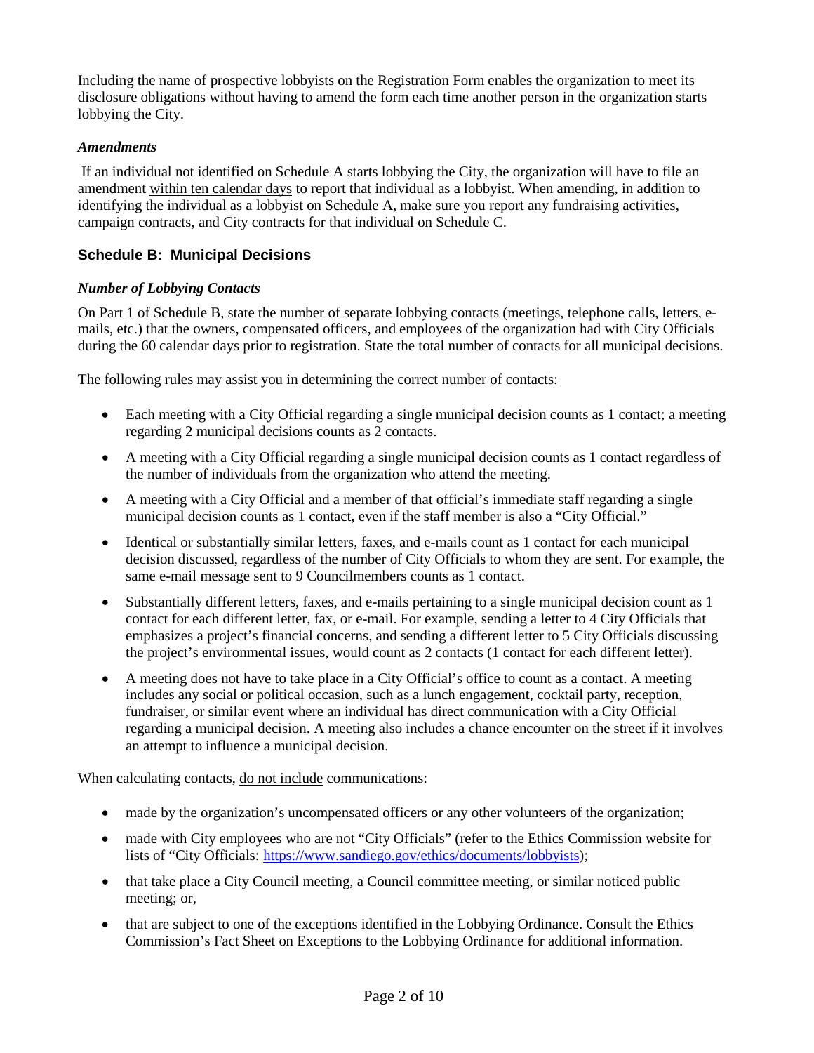Including the name of prospective lobbyists on the Registration Form enables the organization to meet its disclosure obligations without having to amend the form each time another person in the organization starts lobbying the City.

### *Amendments*

If an individual not identified on Schedule A starts lobbying the City, the organization will have to file an amendment within ten calendar days to report that individual as a lobbyist. When amending, in addition to identifying the individual as a lobbyist on Schedule A, make sure you report any fundraising activities, campaign contracts, and City contracts for that individual on Schedule C.

## Schedule B: Municipal Decisions

### *Number of Lobbying Contacts*

On Part 1 of Schedule B, state the number of separate lobbying contacts (meetings, telephone calls, letters, e-mails, etc.) that the owners, compensated officers, and employees of the organization had with City Officials during the 60 calendar days prior to registration. State the total number of contacts for all municipal decisions.

The following rules may assist you in determining the correct number of contacts:

- Each meeting with a City Official regarding a single municipal decision counts as 1 contact; a meeting regarding 2 municipal decisions counts as 2 contacts.
- A meeting with a City Official regarding a single municipal decision counts as 1 contact regardless of the number of individuals from the organization who attend the meeting.
- A meeting with a City Official and a member of that official's immediate staff regarding a single municipal decision counts as 1 contact, even if the staff member is also a "City Official."
- Identical or substantially similar letters, faxes, and e-mails count as 1 contact for each municipal decision discussed, regardless of the number of City Officials to whom they are sent. For example, the same e-mail message sent to 9 Councilmembers counts as 1 contact.
- Substantially different letters, faxes, and e-mails pertaining to a single municipal decision count as 1 contact for each different letter, fax, or e-mail. For example, sending a letter to 4 City Officials that emphasizes a project's financial concerns, and sending a different letter to 5 City Officials discussing the project's environmental issues, would count as 2 contacts (1 contact for each different letter).
- A meeting does not have to take place in a City Official's office to count as a contact. A meeting includes any social or political occasion, such as a lunch engagement, cocktail party, reception, fundraiser, or similar event where an individual has direct communication with a City Official regarding a municipal decision. A meeting also includes a chance encounter on the street if it involves an attempt to influence a municipal decision.

When calculating contacts, do not include communications:

- made by the organization's uncompensated officers or any other volunteers of the organization;
- made with City employees who are not "City Officials" (refer to the Ethics Commission website for lists of "City Officials: https://www.sandiego.gov/ethics/documents/lobbyists);
- that take place a City Council meeting, a Council committee meeting, or similar noticed public meeting; or,
- that are subject to one of the exceptions identified in the Lobbying Ordinance. Consult the Ethics Commission's Fact Sheet on Exceptions to the Lobbying Ordinance for additional information.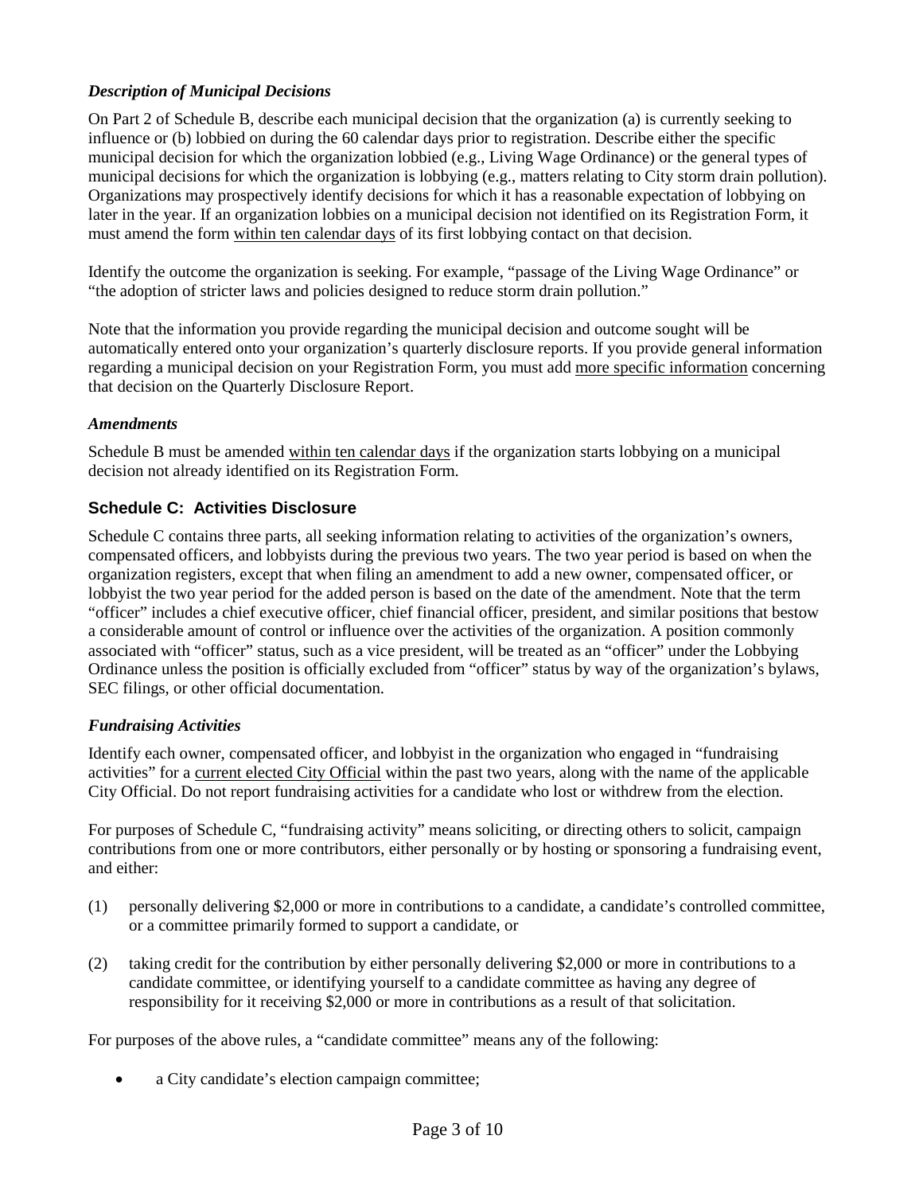### *Description of Municipal Decisions*

On Part 2 of Schedule B, describe each municipal decision that the organization (a) is currently seeking to influence or (b) lobbied on during the 60 calendar days prior to registration. Describe either the specific municipal decision for which the organization lobbied (e.g., Living Wage Ordinance) or the general types of municipal decisions for which the organization is lobbying (e.g., matters relating to City storm drain pollution). Organizations may prospectively identify decisions for which it has a reasonable expectation of lobbying on later in the year. If an organization lobbies on a municipal decision not identified on its Registration Form, it must amend the form within ten calendar days of its first lobbying contact on that decision.

Identify the outcome the organization is seeking. For example, "passage of the Living Wage Ordinance" or "the adoption of stricter laws and policies designed to reduce storm drain pollution."

Note that the information you provide regarding the municipal decision and outcome sought will be automatically entered onto your organization's quarterly disclosure reports. If you provide general information regarding a municipal decision on your Registration Form, you must add more specific information concerning that decision on the Quarterly Disclosure Report.

### *Amendments*

Schedule B must be amended within ten calendar days if the organization starts lobbying on a municipal decision not already identified on its Registration Form.

## Schedule C: Activities Disclosure

Schedule C contains three parts, all seeking information relating to activities of the organization's owners, compensated officers, and lobbyists during the previous two years. The two year period is based on when the organization registers, except that when filing an amendment to add a new owner, compensated officer, or lobbyist the two year period for the added person is based on the date of the amendment. Note that the term "officer" includes a chief executive officer, chief financial officer, president, and similar positions that bestow a considerable amount of control or influence over the activities of the organization. A position commonly associated with "officer" status, such as a vice president, will be treated as an "officer" under the Lobbying Ordinance unless the position is officially excluded from "officer" status by way of the organization's bylaws, SEC filings, or other official documentation.

### *Fundraising Activities*

Identify each owner, compensated officer, and lobbyist in the organization who engaged in "fundraising activities" for a current elected City Official within the past two years, along with the name of the applicable City Official. Do not report fundraising activities for a candidate who lost or withdrew from the election.

For purposes of Schedule C, "fundraising activity" means soliciting, or directing others to solicit, campaign contributions from one or more contributors, either personally or by hosting or sponsoring a fundraising event, and either:

(1) personally delivering $2,000 or more in contributions to a candidate, a candidate's controlled committee, or a committee primarily formed to support a candidate, or

(2) taking credit for the contribution by either personally delivering $2,000 or more in contributions to a candidate committee, or identifying yourself to a candidate committee as having any degree of responsibility for it receiving $2,000 or more in contributions as a result of that solicitation.

For purposes of the above rules, a "candidate committee" means any of the following:

- a City candidate's election campaign committee;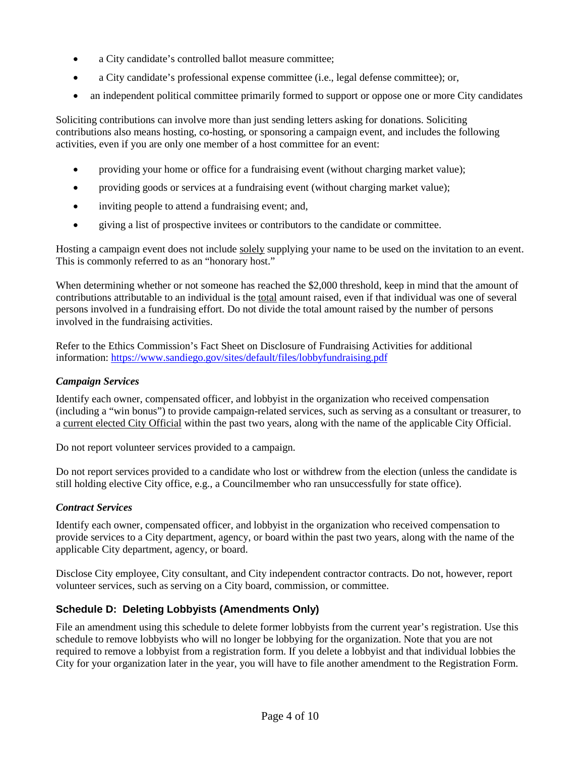- a City candidate's controlled ballot measure committee;
- a City candidate's professional expense committee (i.e., legal defense committee); or,
- an independent political committee primarily formed to support or oppose one or more City candidates

Soliciting contributions can involve more than just sending letters asking for donations. Soliciting contributions also means hosting, co-hosting, or sponsoring a campaign event, and includes the following activities, even if you are only one member of a host committee for an event:

- providing your home or office for a fundraising event (without charging market value);
- providing goods or services at a fundraising event (without charging market value);
- inviting people to attend a fundraising event; and,
- giving a list of prospective invitees or contributors to the candidate or committee.

Hosting a campaign event does not include solely supplying your name to be used on the invitation to an event. This is commonly referred to as an "honorary host."

When determining whether or not someone has reached the $2,000 threshold, keep in mind that the amount of contributions attributable to an individual is the total amount raised, even if that individual was one of several persons involved in a fundraising effort. Do not divide the total amount raised by the number of persons involved in the fundraising activities.

Refer to the Ethics Commission's Fact Sheet on Disclosure of Fundraising Activities for additional information: https://www.sandiego.gov/sites/default/files/lobbyfundraising.pdf

***Campaign Services***

Identify each owner, compensated officer, and lobbyist in the organization who received compensation (including a "win bonus") to provide campaign-related services, such as serving as a consultant or treasurer, to a current elected City Official within the past two years, along with the name of the applicable City Official.

Do not report volunteer services provided to a campaign.

Do not report services provided to a candidate who lost or withdrew from the election (unless the candidate is still holding elective City office, e.g., a Councilmember who ran unsuccessfully for state office).

***Contract Services***

Identify each owner, compensated officer, and lobbyist in the organization who received compensation to provide services to a City department, agency, or board within the past two years, along with the name of the applicable City department, agency, or board.

Disclose City employee, City consultant, and City independent contractor contracts. Do not, however, report volunteer services, such as serving on a City board, commission, or committee.

### Schedule D: Deleting Lobbyists (Amendments Only)

File an amendment using this schedule to delete former lobbyists from the current year's registration. Use this schedule to remove lobbyists who will no longer be lobbying for the organization. Note that you are not required to remove a lobbyist from a registration form. If you delete a lobbyist and that individual lobbies the City for your organization later in the year, you will have to file another amendment to the Registration Form.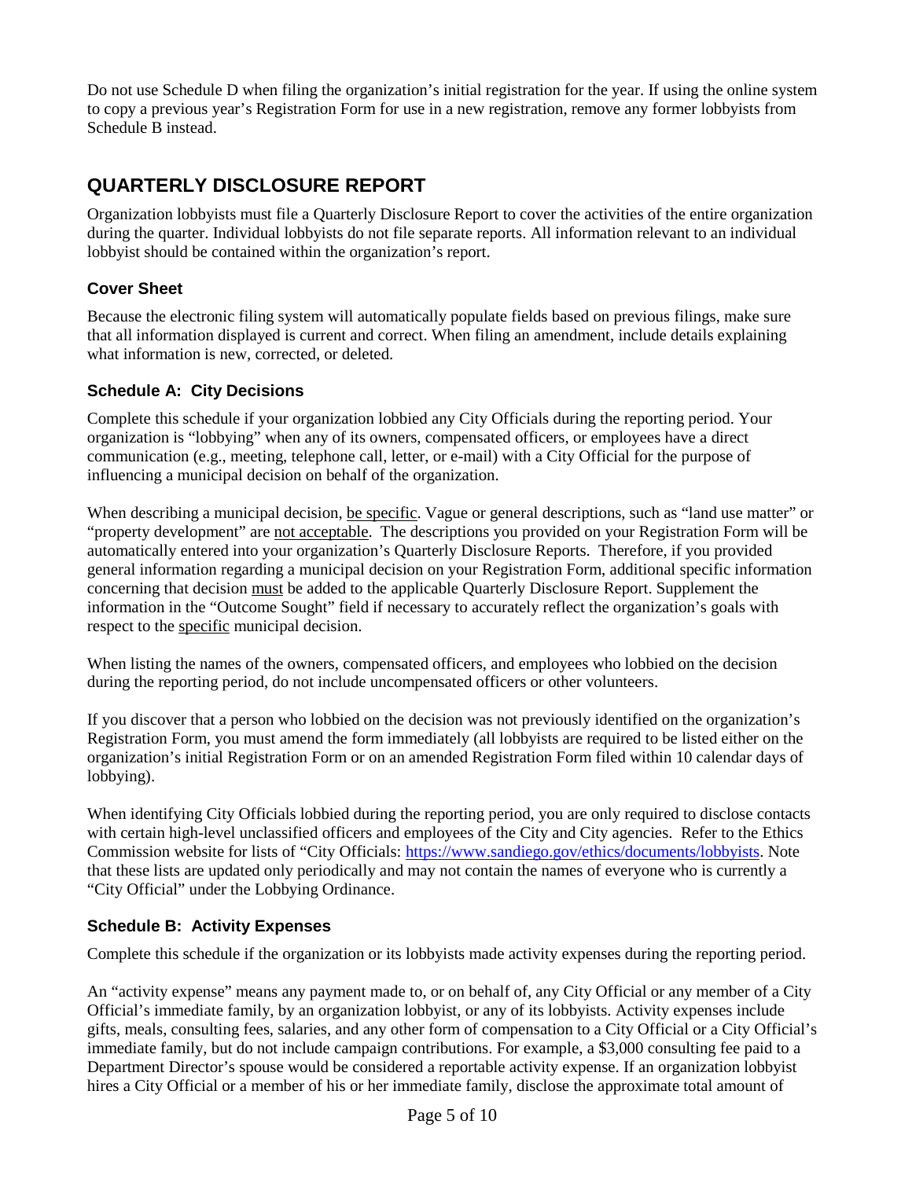Do not use Schedule D when filing the organization's initial registration for the year. If using the online system to copy a previous year's Registration Form for use in a new registration, remove any former lobbyists from Schedule B instead.

## QUARTERLY DISCLOSURE REPORT

Organization lobbyists must file a Quarterly Disclosure Report to cover the activities of the entire organization during the quarter. Individual lobbyists do not file separate reports. All information relevant to an individual lobbyist should be contained within the organization's report.

### Cover Sheet

Because the electronic filing system will automatically populate fields based on previous filings, make sure that all information displayed is current and correct. When filing an amendment, include details explaining what information is new, corrected, or deleted.

### Schedule A: City Decisions

Complete this schedule if your organization lobbied any City Officials during the reporting period. Your organization is "lobbying" when any of its owners, compensated officers, or employees have a direct communication (e.g., meeting, telephone call, letter, or e-mail) with a City Official for the purpose of influencing a municipal decision on behalf of the organization.

When describing a municipal decision, be specific. Vague or general descriptions, such as "land use matter" or "property development" are not acceptable. The descriptions you provided on your Registration Form will be automatically entered into your organization's Quarterly Disclosure Reports. Therefore, if you provided general information regarding a municipal decision on your Registration Form, additional specific information concerning that decision must be added to the applicable Quarterly Disclosure Report. Supplement the information in the "Outcome Sought" field if necessary to accurately reflect the organization's goals with respect to the specific municipal decision.

When listing the names of the owners, compensated officers, and employees who lobbied on the decision during the reporting period, do not include uncompensated officers or other volunteers.

If you discover that a person who lobbied on the decision was not previously identified on the organization's Registration Form, you must amend the form immediately (all lobbyists are required to be listed either on the organization's initial Registration Form or on an amended Registration Form filed within 10 calendar days of lobbying).

When identifying City Officials lobbied during the reporting period, you are only required to disclose contacts with certain high-level unclassified officers and employees of the City and City agencies. Refer to the Ethics Commission website for lists of "City Officials: https://www.sandiego.gov/ethics/documents/lobbyists. Note that these lists are updated only periodically and may not contain the names of everyone who is currently a "City Official" under the Lobbying Ordinance.

### Schedule B: Activity Expenses

Complete this schedule if the organization or its lobbyists made activity expenses during the reporting period.

An "activity expense" means any payment made to, or on behalf of, any City Official or any member of a City Official's immediate family, by an organization lobbyist, or any of its lobbyists. Activity expenses include gifts, meals, consulting fees, salaries, and any other form of compensation to a City Official or a City Official's immediate family, but do not include campaign contributions. For example, a $3,000 consulting fee paid to a Department Director's spouse would be considered a reportable activity expense. If an organization lobbyist hires a City Official or a member of his or her immediate family, disclose the approximate total amount of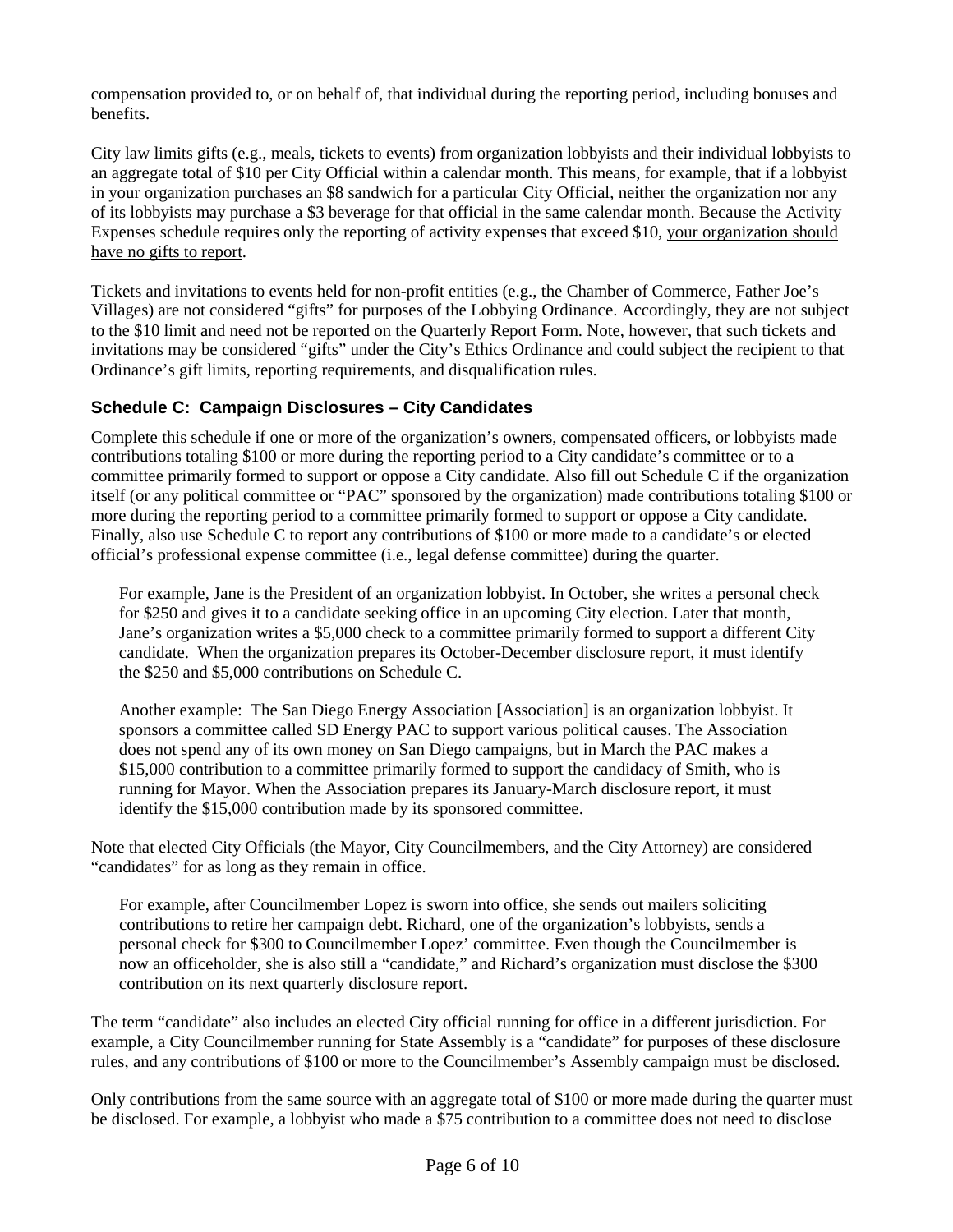compensation provided to, or on behalf of, that individual during the reporting period, including bonuses and benefits.

City law limits gifts (e.g., meals, tickets to events) from organization lobbyists and their individual lobbyists to an aggregate total of $10 per City Official within a calendar month. This means, for example, that if a lobbyist in your organization purchases an $8 sandwich for a particular City Official, neither the organization nor any of its lobbyists may purchase a $3 beverage for that official in the same calendar month. Because the Activity Expenses schedule requires only the reporting of activity expenses that exceed $10, <u>your organization should have no gifts to report</u>.

Tickets and invitations to events held for non-profit entities (e.g., the Chamber of Commerce, Father Joe's Villages) are not considered "gifts" for purposes of the Lobbying Ordinance. Accordingly, they are not subject to the $10 limit and need not be reported on the Quarterly Report Form. Note, however, that such tickets and invitations may be considered "gifts" under the City's Ethics Ordinance and could subject the recipient to that Ordinance's gift limits, reporting requirements, and disqualification rules.

### Schedule C: Campaign Disclosures – City Candidates

Complete this schedule if one or more of the organization's owners, compensated officers, or lobbyists made contributions totaling $100 or more during the reporting period to a City candidate's committee or to a committee primarily formed to support or oppose a City candidate. Also fill out Schedule C if the organization itself (or any political committee or "PAC" sponsored by the organization) made contributions totaling $100 or more during the reporting period to a committee primarily formed to support or oppose a City candidate. Finally, also use Schedule C to report any contributions of $100 or more made to a candidate's or elected official's professional expense committee (i.e., legal defense committee) during the quarter.

> For example, Jane is the President of an organization lobbyist. In October, she writes a personal check for $250 and gives it to a candidate seeking office in an upcoming City election. Later that month, Jane's organization writes a $5,000 check to a committee primarily formed to support a different City candidate. When the organization prepares its October-December disclosure report, it must identify the $250 and $5,000 contributions on Schedule C.
>
> Another example: The San Diego Energy Association [Association] is an organization lobbyist. It sponsors a committee called SD Energy PAC to support various political causes. The Association does not spend any of its own money on San Diego campaigns, but in March the PAC makes a $15,000 contribution to a committee primarily formed to support the candidacy of Smith, who is running for Mayor. When the Association prepares its January-March disclosure report, it must identify the $15,000 contribution made by its sponsored committee.

Note that elected City Officials (the Mayor, City Councilmembers, and the City Attorney) are considered "candidates" for as long as they remain in office.

> For example, after Councilmember Lopez is sworn into office, she sends out mailers soliciting contributions to retire her campaign debt. Richard, one of the organization's lobbyists, sends a personal check for $300 to Councilmember Lopez' committee. Even though the Councilmember is now an officeholder, she is also still a "candidate," and Richard's organization must disclose the $300 contribution on its next quarterly disclosure report.

The term "candidate" also includes an elected City official running for office in a different jurisdiction. For example, a City Councilmember running for State Assembly is a "candidate" for purposes of these disclosure rules, and any contributions of $100 or more to the Councilmember's Assembly campaign must be disclosed.

Only contributions from the same source with an aggregate total of $100 or more made during the quarter must be disclosed. For example, a lobbyist who made a $75 contribution to a committee does not need to disclose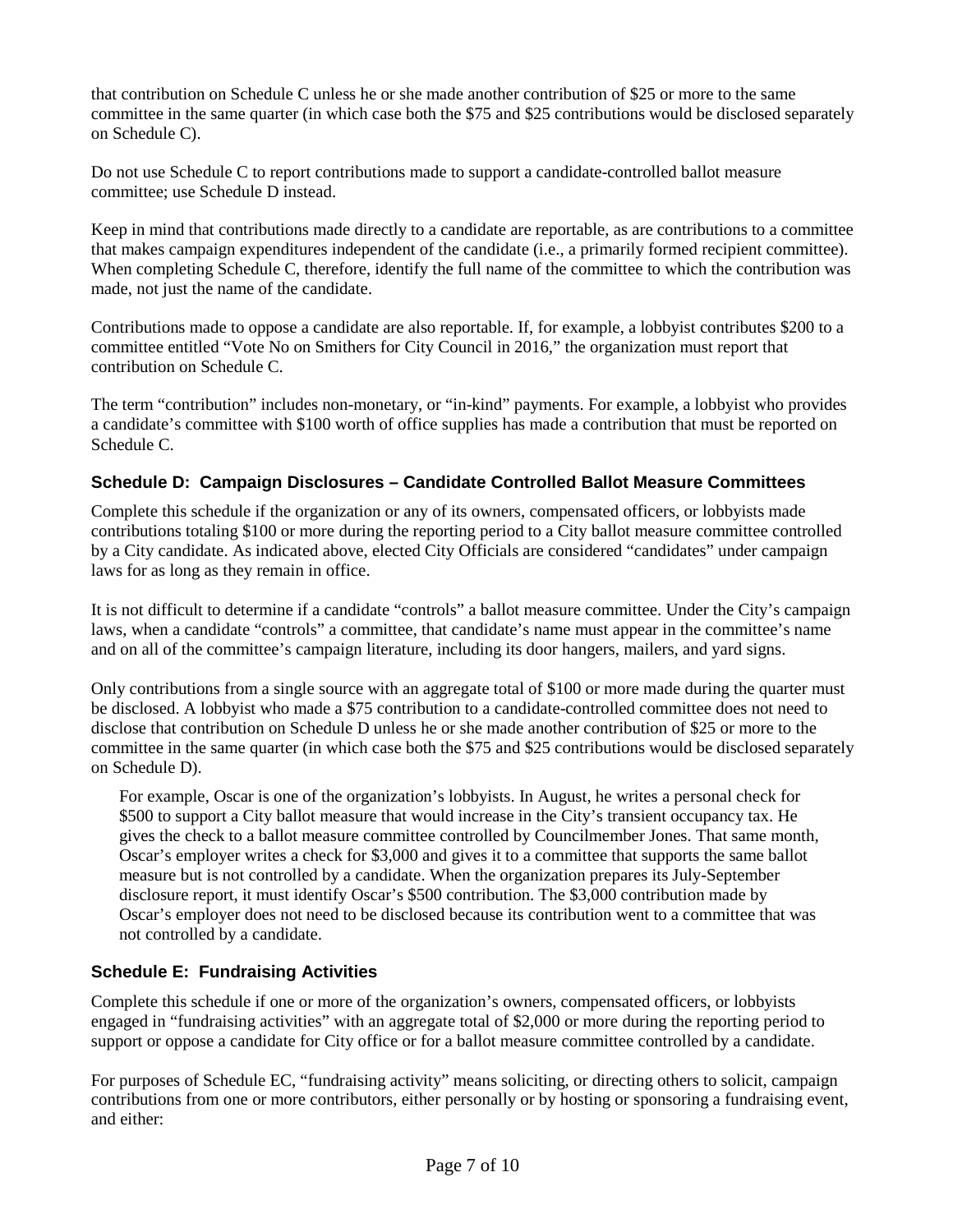that contribution on Schedule C unless he or she made another contribution of $25 or more to the same committee in the same quarter (in which case both the $75 and $25 contributions would be disclosed separately on Schedule C).

Do not use Schedule C to report contributions made to support a candidate-controlled ballot measure committee; use Schedule D instead.

Keep in mind that contributions made directly to a candidate are reportable, as are contributions to a committee that makes campaign expenditures independent of the candidate (i.e., a primarily formed recipient committee). When completing Schedule C, therefore, identify the full name of the committee to which the contribution was made, not just the name of the candidate.

Contributions made to oppose a candidate are also reportable. If, for example, a lobbyist contributes $200 to a committee entitled "Vote No on Smithers for City Council in 2016," the organization must report that contribution on Schedule C.

The term "contribution" includes non-monetary, or "in-kind" payments. For example, a lobbyist who provides a candidate's committee with $100 worth of office supplies has made a contribution that must be reported on Schedule C.

### Schedule D: Campaign Disclosures – Candidate Controlled Ballot Measure Committees

Complete this schedule if the organization or any of its owners, compensated officers, or lobbyists made contributions totaling $100 or more during the reporting period to a City ballot measure committee controlled by a City candidate. As indicated above, elected City Officials are considered "candidates" under campaign laws for as long as they remain in office.

It is not difficult to determine if a candidate "controls" a ballot measure committee. Under the City's campaign laws, when a candidate "controls" a committee, that candidate's name must appear in the committee's name and on all of the committee's campaign literature, including its door hangers, mailers, and yard signs.

Only contributions from a single source with an aggregate total of $100 or more made during the quarter must be disclosed. A lobbyist who made a $75 contribution to a candidate-controlled committee does not need to disclose that contribution on Schedule D unless he or she made another contribution of $25 or more to the committee in the same quarter (in which case both the $75 and $25 contributions would be disclosed separately on Schedule D).

> For example, Oscar is one of the organization's lobbyists. In August, he writes a personal check for $500 to support a City ballot measure that would increase in the City's transient occupancy tax. He gives the check to a ballot measure committee controlled by Councilmember Jones. That same month, Oscar's employer writes a check for $3,000 and gives it to a committee that supports the same ballot measure but is not controlled by a candidate. When the organization prepares its July-September disclosure report, it must identify Oscar's $500 contribution. The $3,000 contribution made by Oscar's employer does not need to be disclosed because its contribution went to a committee that was not controlled by a candidate.

### Schedule E: Fundraising Activities

Complete this schedule if one or more of the organization's owners, compensated officers, or lobbyists engaged in "fundraising activities" with an aggregate total of $2,000 or more during the reporting period to support or oppose a candidate for City office or for a ballot measure committee controlled by a candidate.

For purposes of Schedule EC, "fundraising activity" means soliciting, or directing others to solicit, campaign contributions from one or more contributors, either personally or by hosting or sponsoring a fundraising event, and either: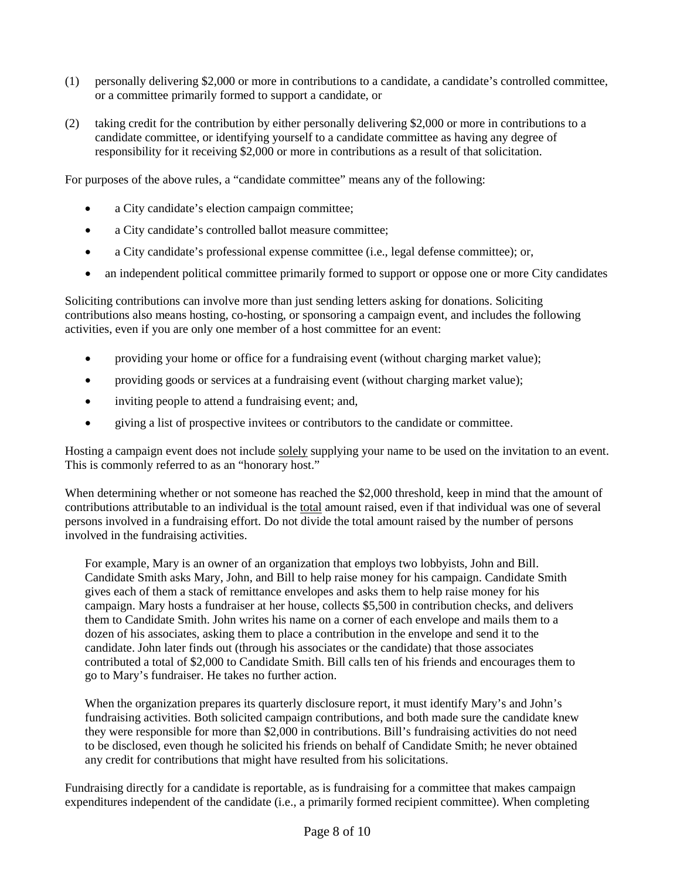(1) personally delivering $2,000 or more in contributions to a candidate, a candidate's controlled committee, or a committee primarily formed to support a candidate, or

(2) taking credit for the contribution by either personally delivering $2,000 or more in contributions to a candidate committee, or identifying yourself to a candidate committee as having any degree of responsibility for it receiving $2,000 or more in contributions as a result of that solicitation.

For purposes of the above rules, a "candidate committee" means any of the following:

- a City candidate's election campaign committee;
- a City candidate's controlled ballot measure committee;
- a City candidate's professional expense committee (i.e., legal defense committee); or,
- an independent political committee primarily formed to support or oppose one or more City candidates

Soliciting contributions can involve more than just sending letters asking for donations. Soliciting contributions also means hosting, co-hosting, or sponsoring a campaign event, and includes the following activities, even if you are only one member of a host committee for an event:

- providing your home or office for a fundraising event (without charging market value);
- providing goods or services at a fundraising event (without charging market value);
- inviting people to attend a fundraising event; and,
- giving a list of prospective invitees or contributors to the candidate or committee.

Hosting a campaign event does not include solely supplying your name to be used on the invitation to an event. This is commonly referred to as an "honorary host."

When determining whether or not someone has reached the $2,000 threshold, keep in mind that the amount of contributions attributable to an individual is the total amount raised, even if that individual was one of several persons involved in a fundraising effort. Do not divide the total amount raised by the number of persons involved in the fundraising activities.

> For example, Mary is an owner of an organization that employs two lobbyists, John and Bill. Candidate Smith asks Mary, John, and Bill to help raise money for his campaign. Candidate Smith gives each of them a stack of remittance envelopes and asks them to help raise money for his campaign. Mary hosts a fundraiser at her house, collects $5,500 in contribution checks, and delivers them to Candidate Smith. John writes his name on a corner of each envelope and mails them to a dozen of his associates, asking them to place a contribution in the envelope and send it to the candidate. John later finds out (through his associates or the candidate) that those associates contributed a total of $2,000 to Candidate Smith. Bill calls ten of his friends and encourages them to go to Mary's fundraiser. He takes no further action.
>
> When the organization prepares its quarterly disclosure report, it must identify Mary's and John's fundraising activities. Both solicited campaign contributions, and both made sure the candidate knew they were responsible for more than $2,000 in contributions. Bill's fundraising activities do not need to be disclosed, even though he solicited his friends on behalf of Candidate Smith; he never obtained any credit for contributions that might have resulted from his solicitations.

Fundraising directly for a candidate is reportable, as is fundraising for a committee that makes campaign expenditures independent of the candidate (i.e., a primarily formed recipient committee). When completing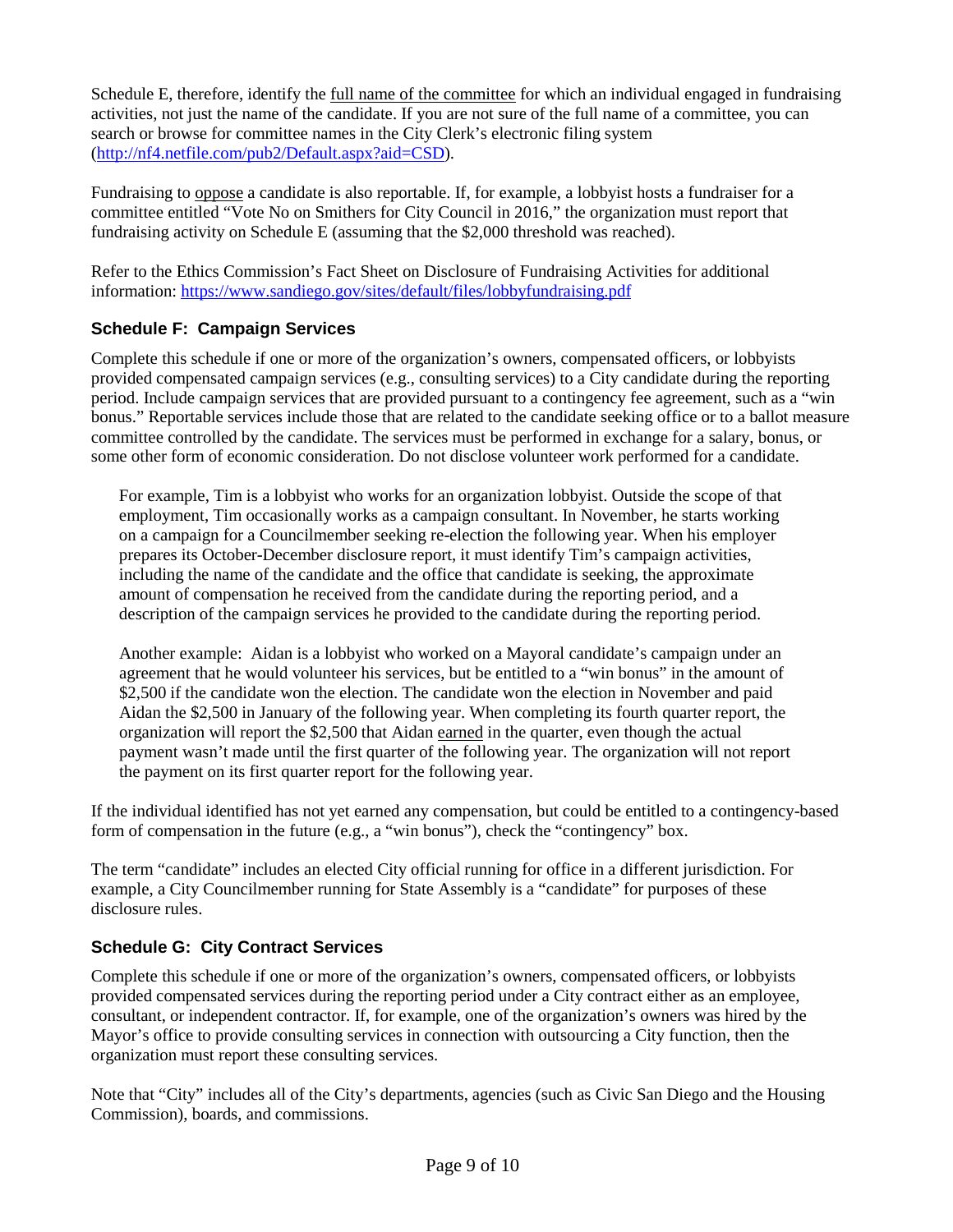Schedule E, therefore, identify the full name of the committee for which an individual engaged in fundraising activities, not just the name of the candidate. If you are not sure of the full name of a committee, you can search or browse for committee names in the City Clerk's electronic filing system (http://nf4.netfile.com/pub2/Default.aspx?aid=CSD).

Fundraising to oppose a candidate is also reportable. If, for example, a lobbyist hosts a fundraiser for a committee entitled "Vote No on Smithers for City Council in 2016," the organization must report that fundraising activity on Schedule E (assuming that the $2,000 threshold was reached).

Refer to the Ethics Commission's Fact Sheet on Disclosure of Fundraising Activities for additional information: https://www.sandiego.gov/sites/default/files/lobbyfundraising.pdf

### Schedule F: Campaign Services

Complete this schedule if one or more of the organization's owners, compensated officers, or lobbyists provided compensated campaign services (e.g., consulting services) to a City candidate during the reporting period. Include campaign services that are provided pursuant to a contingency fee agreement, such as a "win bonus." Reportable services include those that are related to the candidate seeking office or to a ballot measure committee controlled by the candidate. The services must be performed in exchange for a salary, bonus, or some other form of economic consideration. Do not disclose volunteer work performed for a candidate.

> For example, Tim is a lobbyist who works for an organization lobbyist. Outside the scope of that employment, Tim occasionally works as a campaign consultant. In November, he starts working on a campaign for a Councilmember seeking re-election the following year. When his employer prepares its October-December disclosure report, it must identify Tim's campaign activities, including the name of the candidate and the office that candidate is seeking, the approximate amount of compensation he received from the candidate during the reporting period, and a description of the campaign services he provided to the candidate during the reporting period.
>
> Another example: Aidan is a lobbyist who worked on a Mayoral candidate's campaign under an agreement that he would volunteer his services, but be entitled to a "win bonus" in the amount of $2,500 if the candidate won the election. The candidate won the election in November and paid Aidan the $2,500 in January of the following year. When completing its fourth quarter report, the organization will report the $2,500 that Aidan earned in the quarter, even though the actual payment wasn't made until the first quarter of the following year. The organization will not report the payment on its first quarter report for the following year.

If the individual identified has not yet earned any compensation, but could be entitled to a contingency-based form of compensation in the future (e.g., a "win bonus"), check the "contingency" box.

The term "candidate" includes an elected City official running for office in a different jurisdiction. For example, a City Councilmember running for State Assembly is a "candidate" for purposes of these disclosure rules.

### Schedule G: City Contract Services

Complete this schedule if one or more of the organization's owners, compensated officers, or lobbyists provided compensated services during the reporting period under a City contract either as an employee, consultant, or independent contractor. If, for example, one of the organization's owners was hired by the Mayor's office to provide consulting services in connection with outsourcing a City function, then the organization must report these consulting services.

Note that "City" includes all of the City's departments, agencies (such as Civic San Diego and the Housing Commission), boards, and commissions.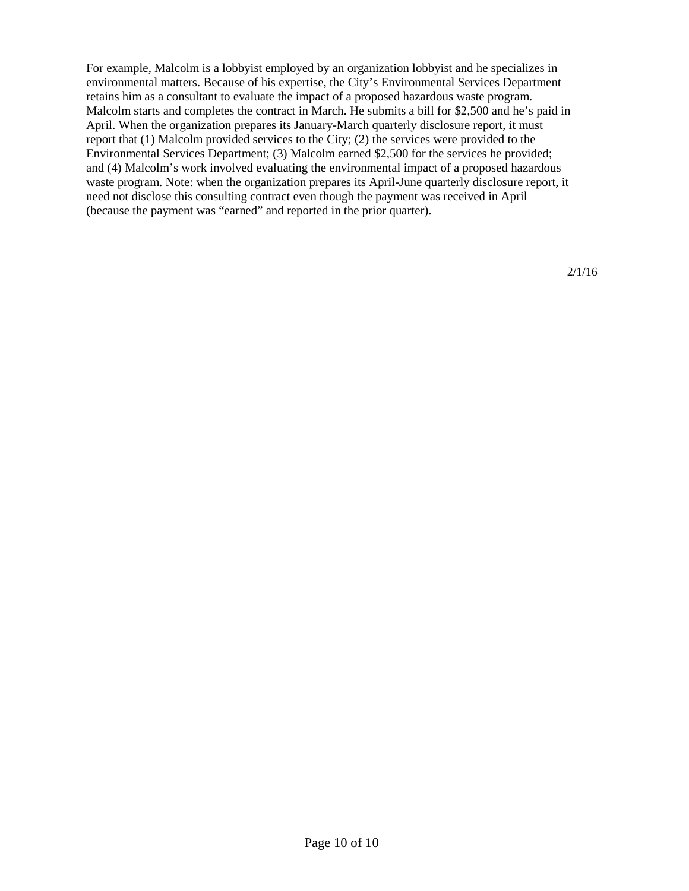For example, Malcolm is a lobbyist employed by an organization lobbyist and he specializes in environmental matters. Because of his expertise, the City's Environmental Services Department retains him as a consultant to evaluate the impact of a proposed hazardous waste program. Malcolm starts and completes the contract in March. He submits a bill for $2,500 and he's paid in April. When the organization prepares its January-March quarterly disclosure report, it must report that (1) Malcolm provided services to the City; (2) the services were provided to the Environmental Services Department; (3) Malcolm earned $2,500 for the services he provided; and (4) Malcolm's work involved evaluating the environmental impact of a proposed hazardous waste program. Note: when the organization prepares its April-June quarterly disclosure report, it need not disclose this consulting contract even though the payment was received in April (because the payment was "earned" and reported in the prior quarter).

2/1/16